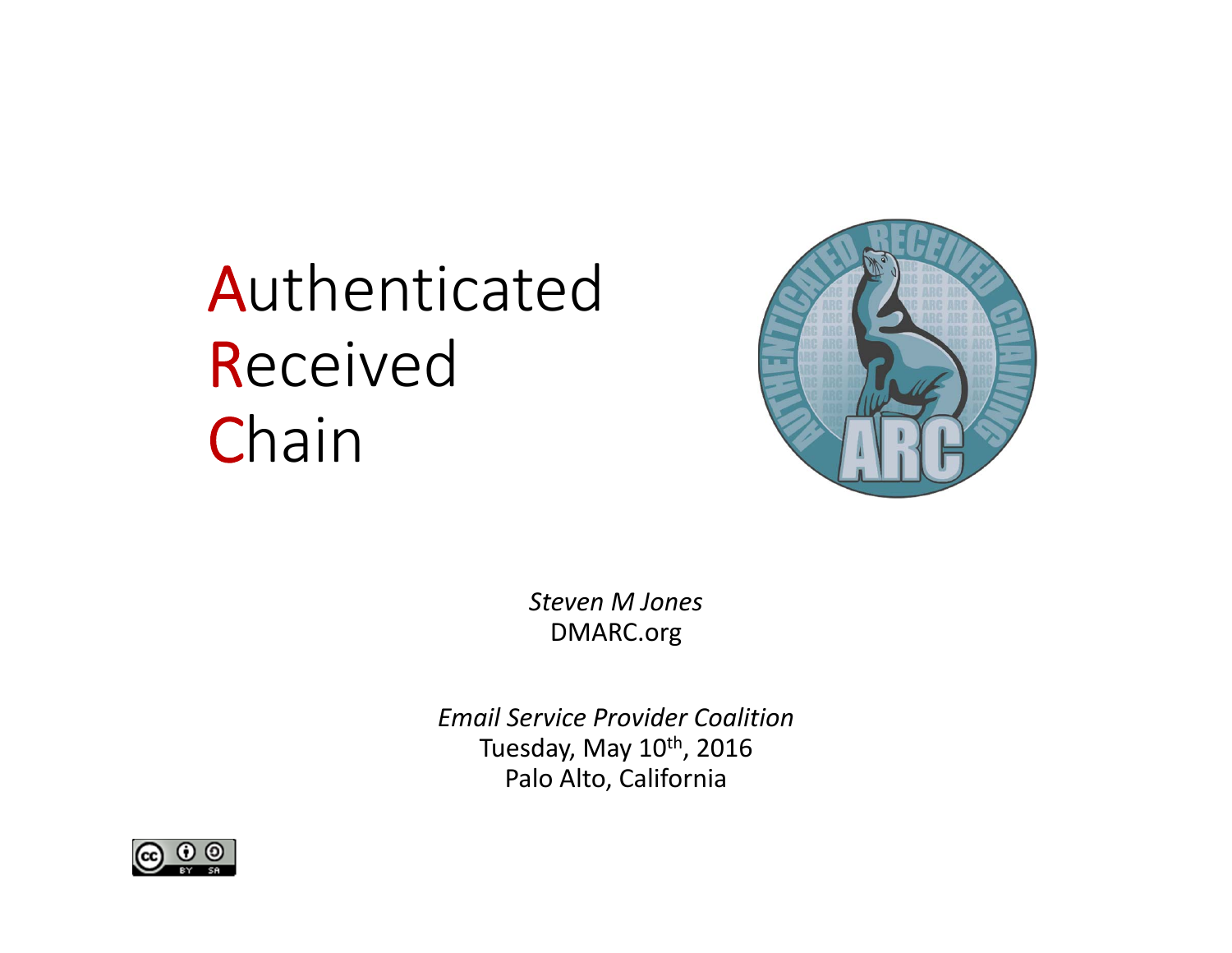# Authenticated Received Chain

*Steven M Jones*
DMARC.org

*Email Service Provider Coalition*
Tuesday, May 10th, 2016
Palo Alto, California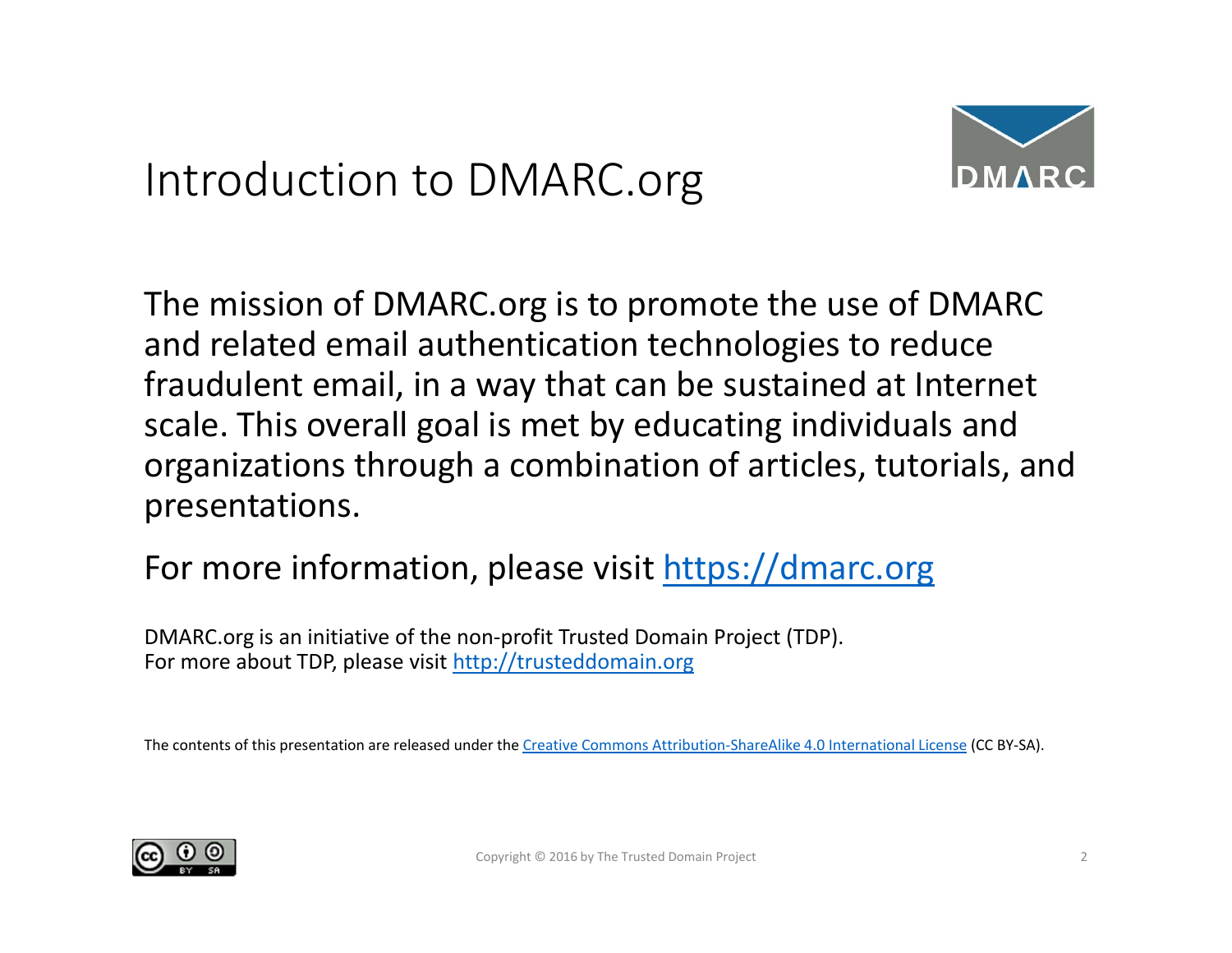# Introduction to DMARC.org

The mission of DMARC.org is to promote the use of DMARC and related email authentication technologies to reduce fraudulent email, in a way that can be sustained at Internet scale. This overall goal is met by educating individuals and organizations through a combination of articles, tutorials, and presentations.

For more information, please visit [https://dmarc.org](https://dmarc.org)

DMARC.org is an initiative of the non-profit Trusted Domain Project (TDP).
For more about TDP, please visit [http://trusteddomain.org](http://trusteddomain.org)

The contents of this presentation are released under the Creative Commons Attribution-ShareAlike 4.0 International License (CC BY-SA).

Copyright © 2016 by The Trusted Domain Project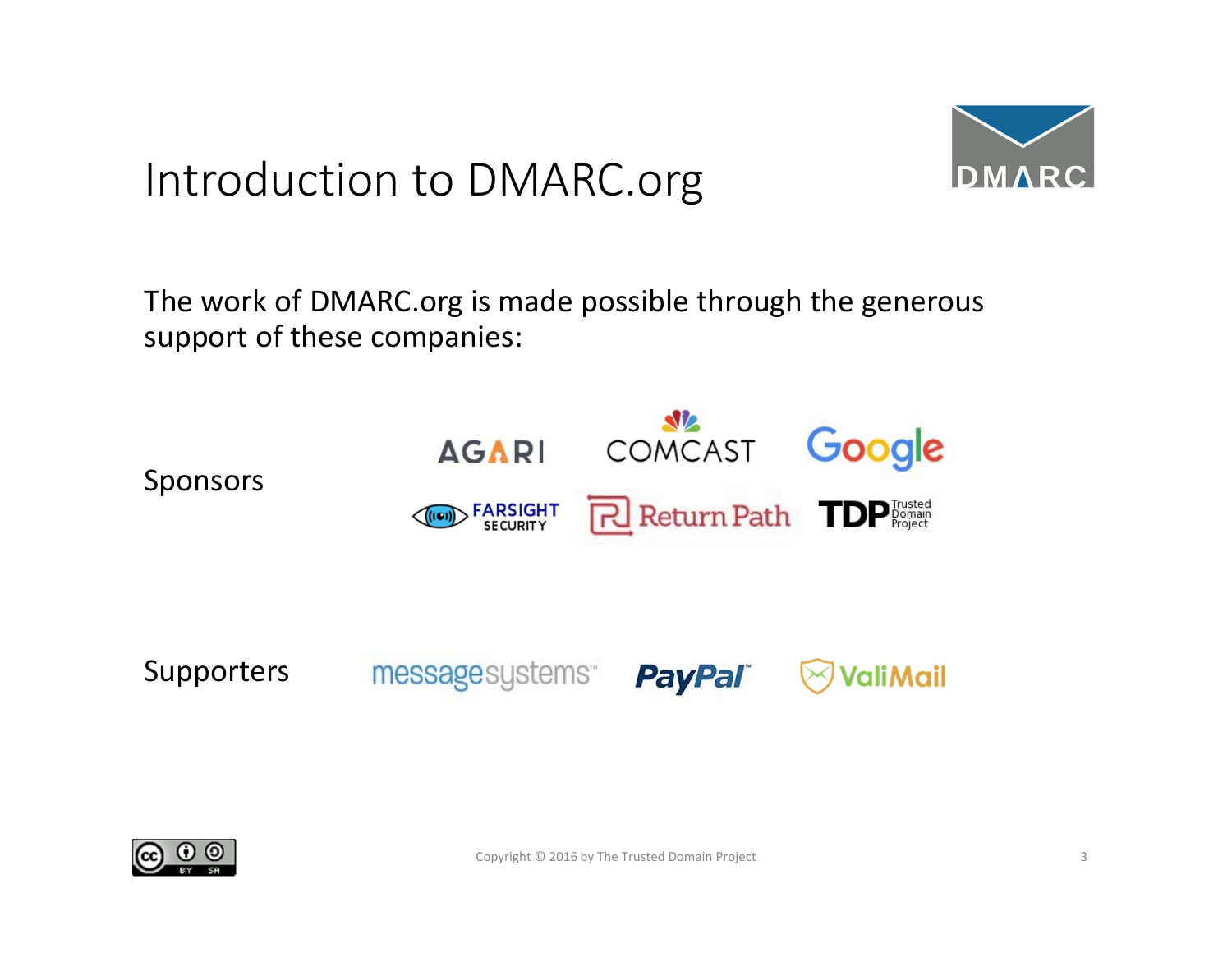# Introduction to DMARC.org

The work of DMARC.org is made possible through the generous support of these companies:

**Sponsors**

- Agari
- Comcast
- Google
- Farsight Security
- Return Path
- TDP Trusted Domain Project

**Supporters**

- messagesystems
- PayPal
- ValiMail

Copyright © 2016 by The Trusted Domain Project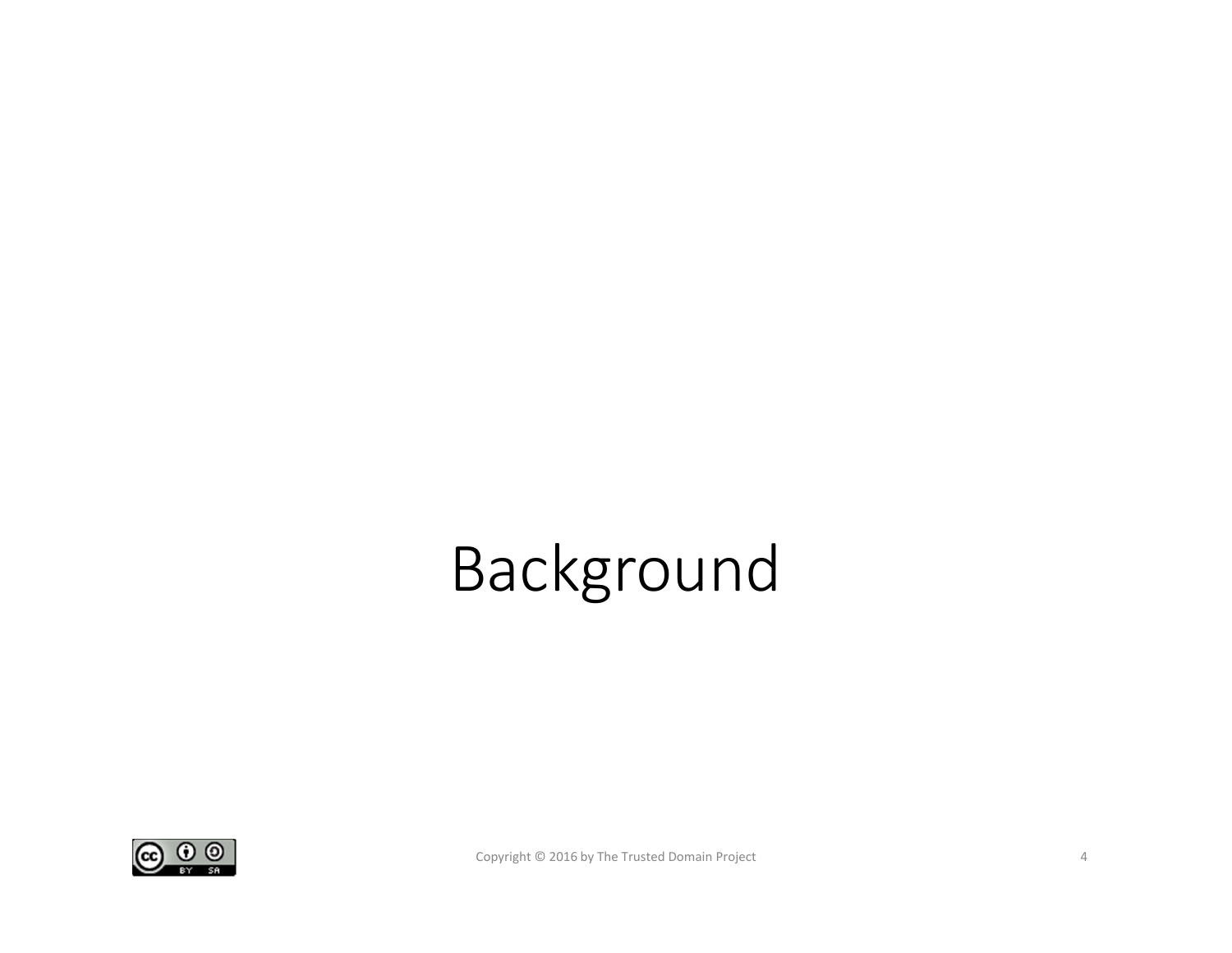# Background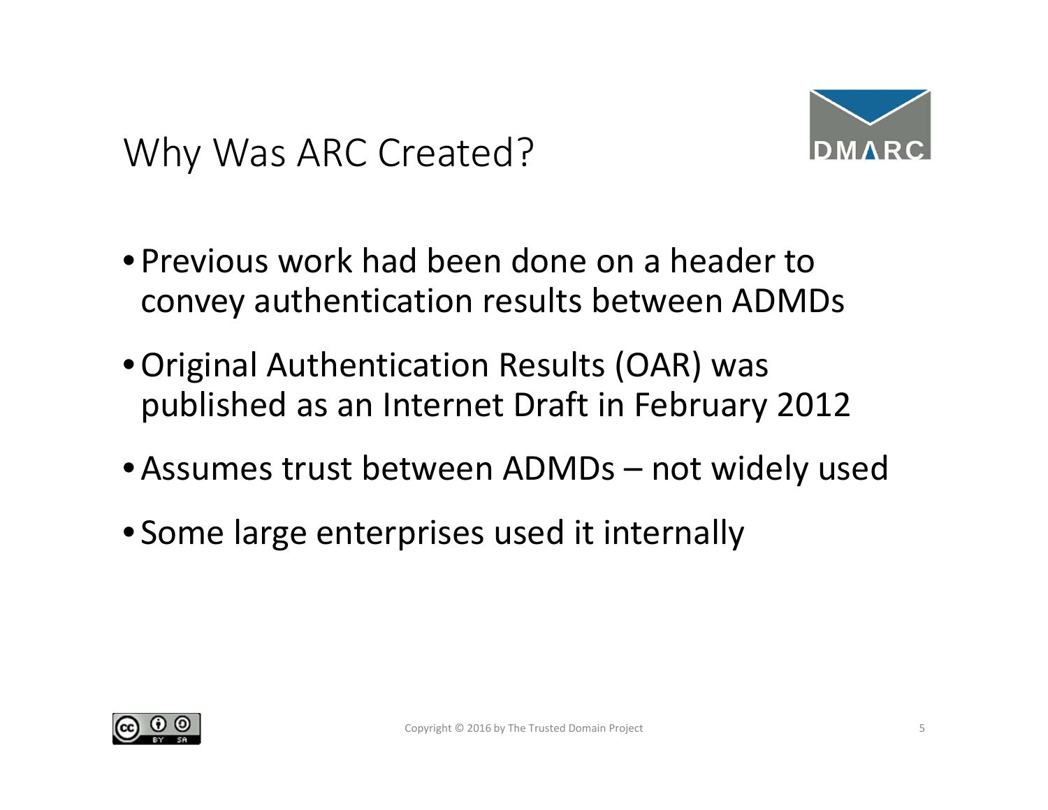# Why Was ARC Created?

- Previous work had been done on a header to convey authentication results between ADMDs
- Original Authentication Results (OAR) was published as an Internet Draft in February 2012
- Assumes trust between ADMDs – not widely used
- Some large enterprises used it internally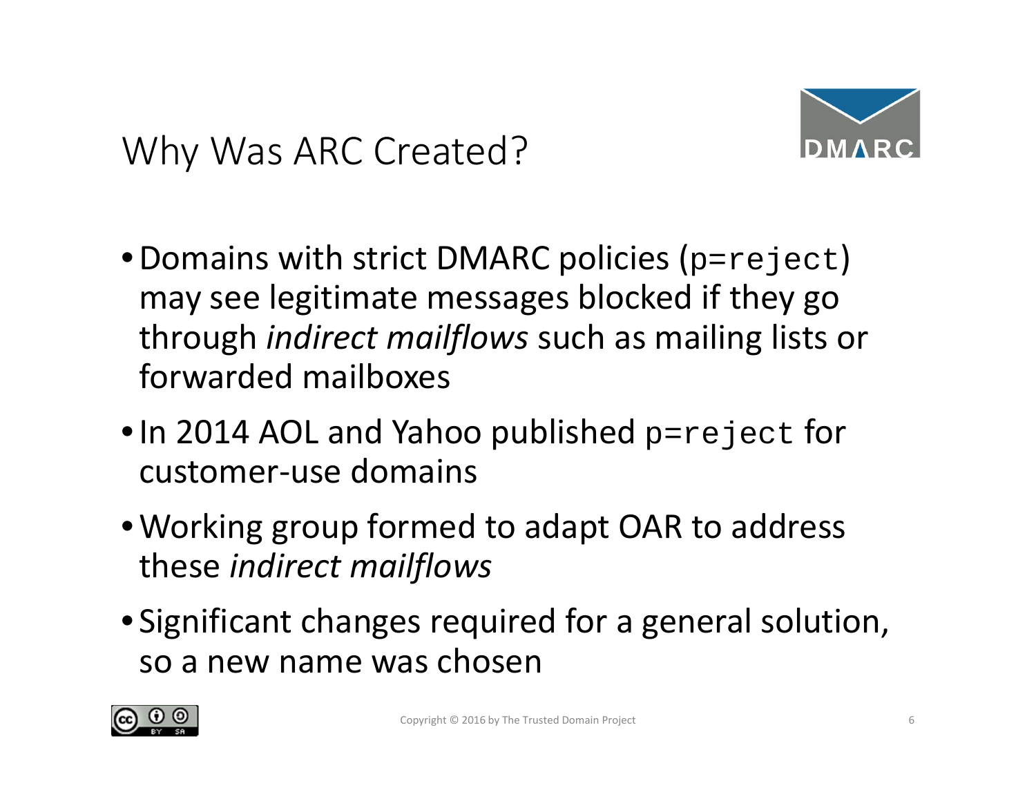# Why Was ARC Created?

- Domains with strict DMARC policies (`p=reject`) may see legitimate messages blocked if they go through *indirect mailflows* such as mailing lists or forwarded mailboxes
- In 2014 AOL and Yahoo published `p=reject` for customer-use domains
- Working group formed to adapt OAR to address these *indirect mailflows*
- Significant changes required for a general solution, so a new name was chosen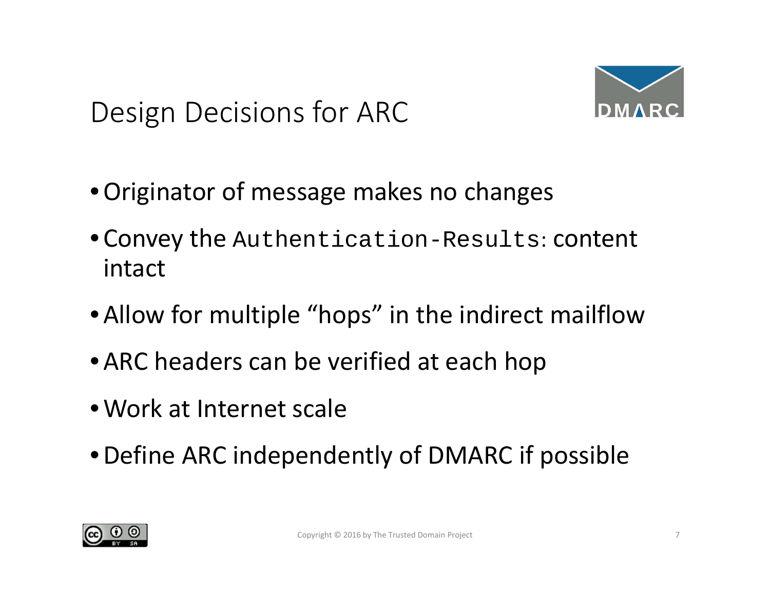# Design Decisions for ARC

- Originator of message makes no changes
- Convey the `Authentication-Results:` content intact
- Allow for multiple “hops” in the indirect mailflow
- ARC headers can be verified at each hop
- Work at Internet scale
- Define ARC independently of DMARC if possible

Copyright © 2016 by The Trusted Domain Project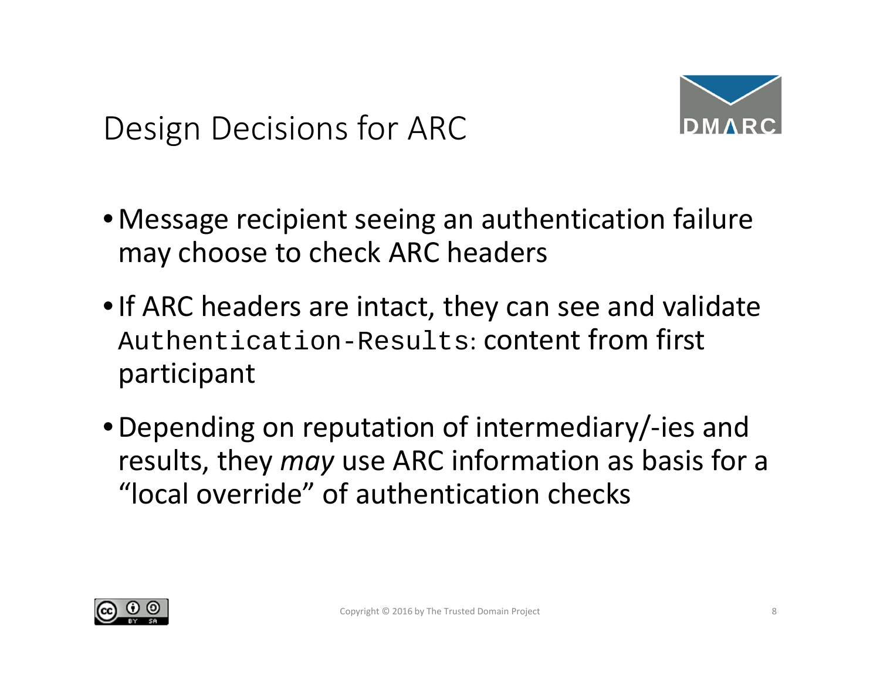# Design Decisions for ARC

- Message recipient seeing an authentication failure may choose to check ARC headers
- If ARC headers are intact, they can see and validate `Authentication-Results:` content from first participant
- Depending on reputation of intermediary/-ies and results, they *may* use ARC information as basis for a "local override" of authentication checks

Copyright © 2016 by The Trusted Domain Project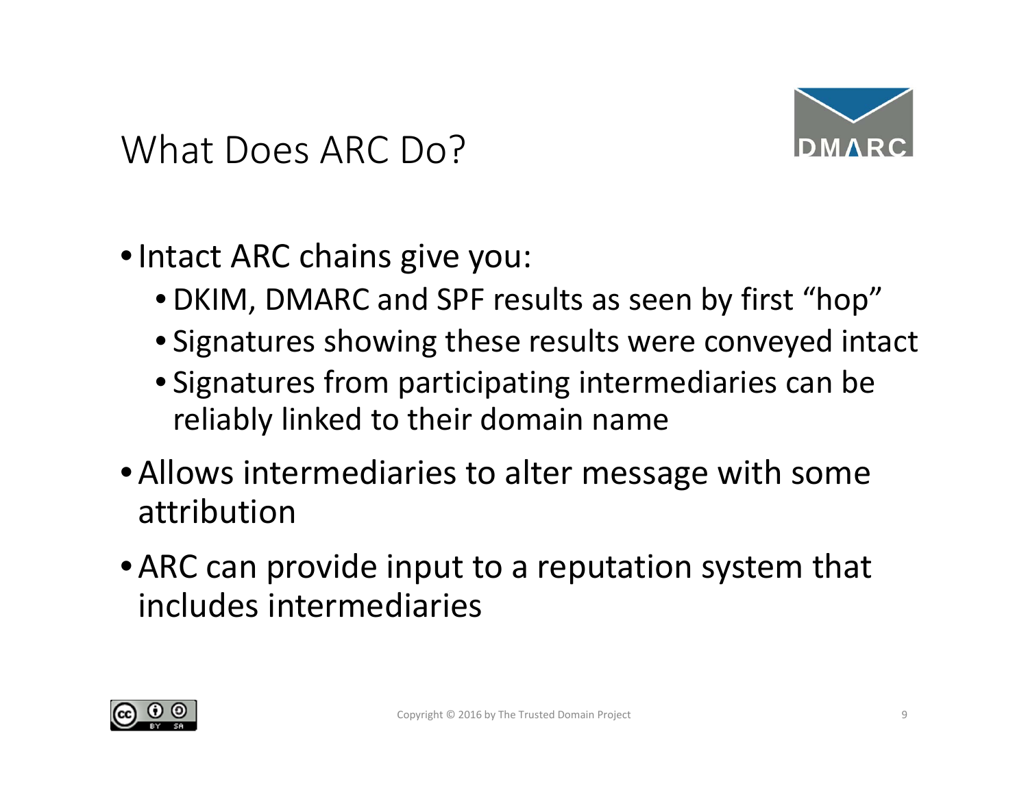# What Does ARC Do?

- Intact ARC chains give you:
  - DKIM, DMARC and SPF results as seen by first "hop"
  - Signatures showing these results were conveyed intact
  - Signatures from participating intermediaries can be reliably linked to their domain name
- Allows intermediaries to alter message with some attribution
- ARC can provide input to a reputation system that includes intermediaries

Copyright © 2016 by The Trusted Domain Project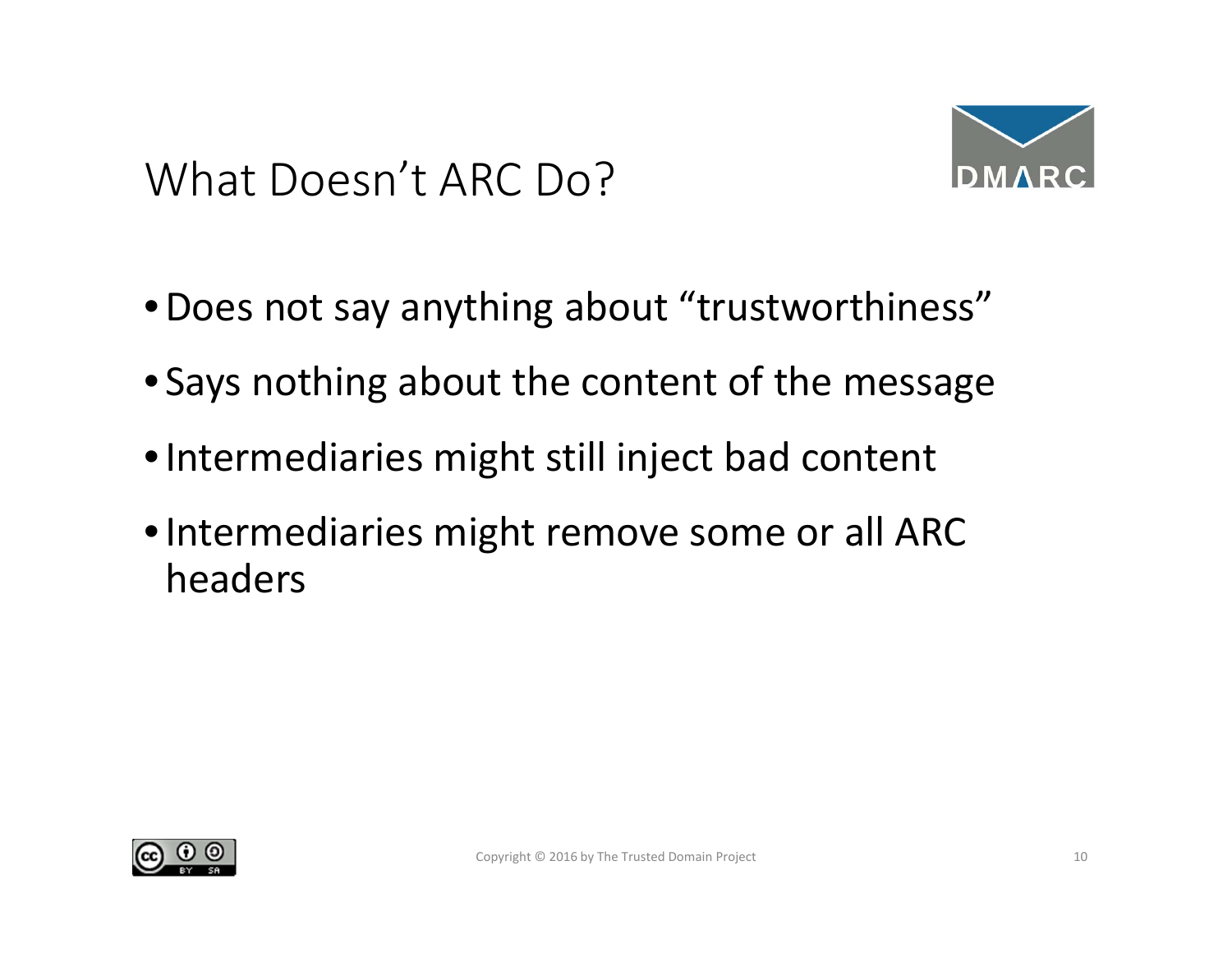# What Doesn’t ARC Do?

- Does not say anything about “trustworthiness”
- Says nothing about the content of the message
- Intermediaries might still inject bad content
- Intermediaries might remove some or all ARC headers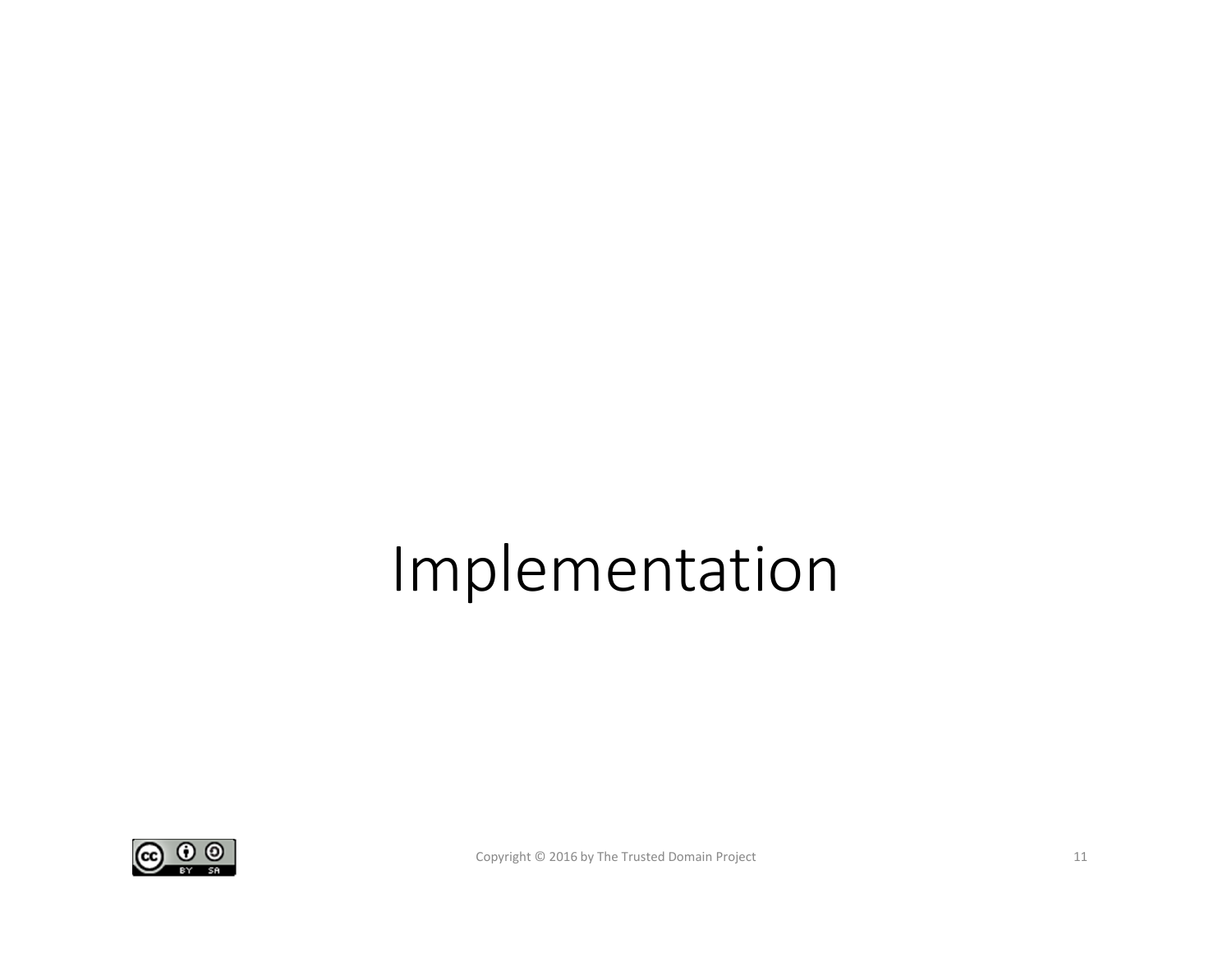# Implementation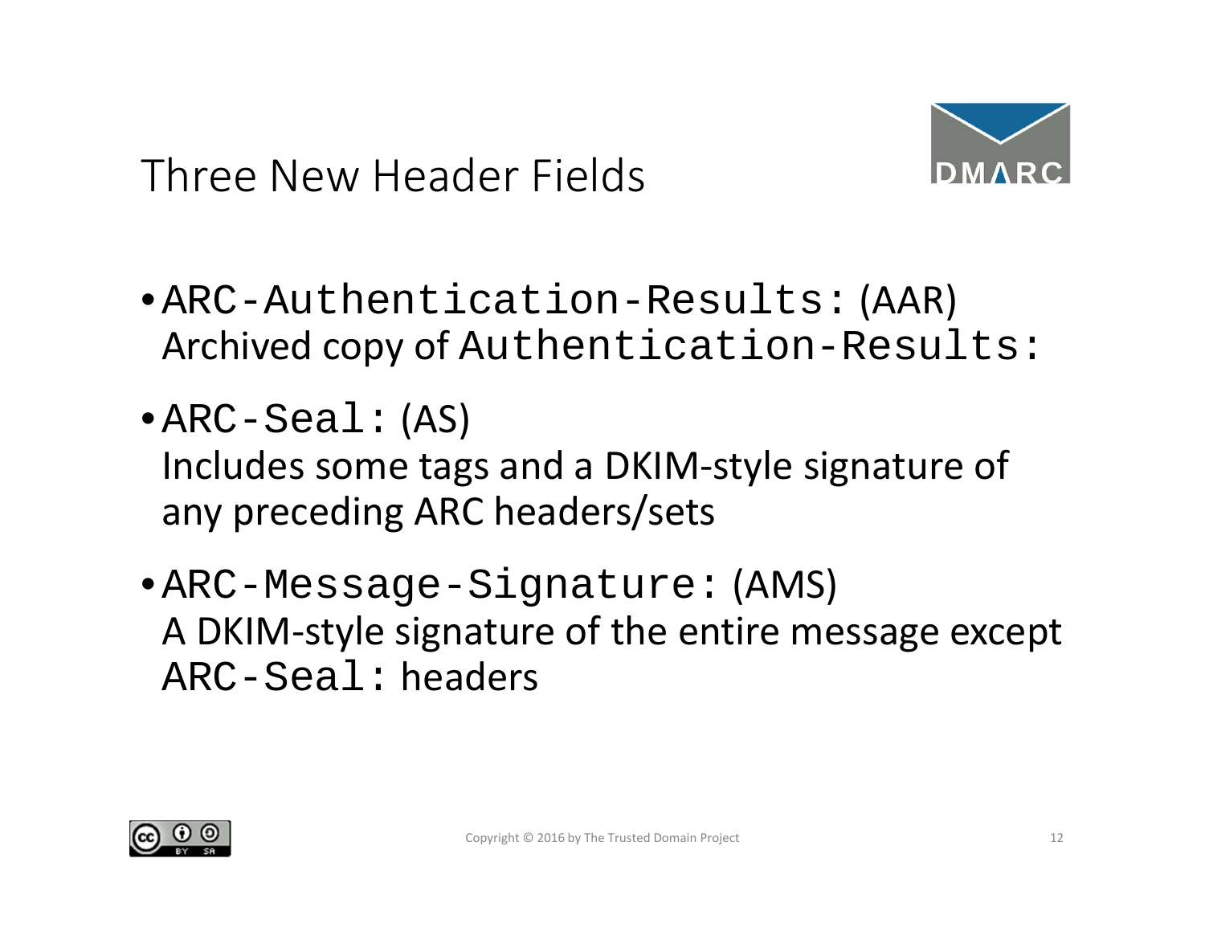# Three New Header Fields

- `ARC-Authentication-Results:` (AAR)
  Archived copy of `Authentication-Results:`
- `ARC-Seal:` (AS)
  Includes some tags and a DKIM-style signature of any preceding ARC headers/sets
- `ARC-Message-Signature:` (AMS)
  A DKIM-style signature of the entire message except `ARC-Seal:` headers

Copyright © 2016 by The Trusted Domain Project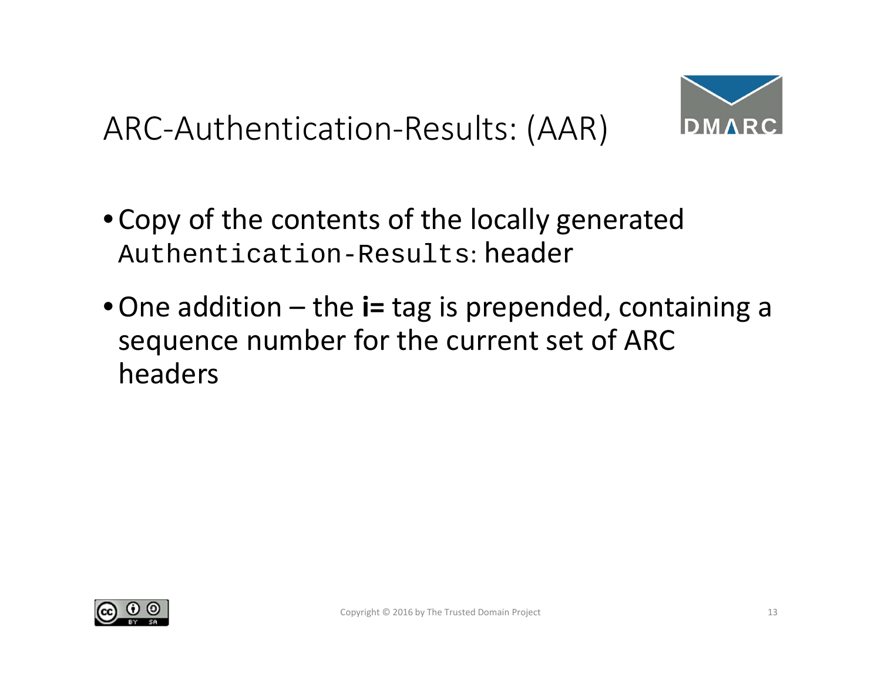# ARC-Authentication-Results: (AAR)

- Copy of the contents of the locally generated `Authentication-Results:` header
- One addition – the **i=** tag is prepended, containing a sequence number for the current set of ARC headers

Copyright © 2016 by The Trusted Domain Project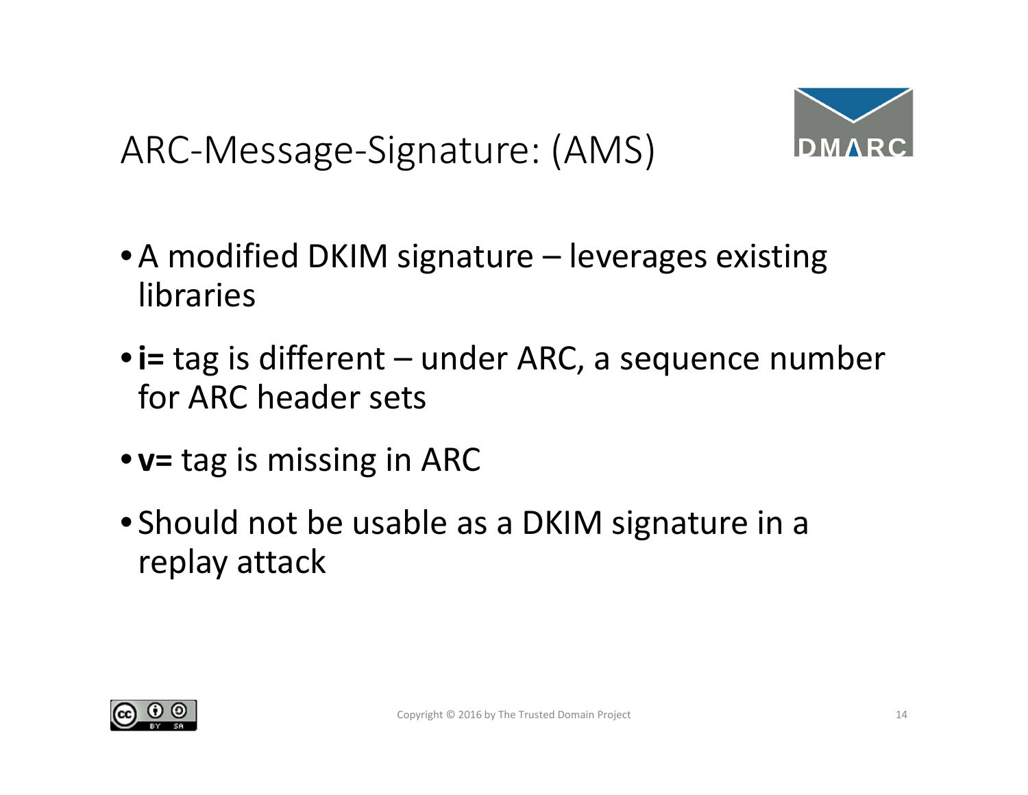# ARC-Message-Signature: (AMS)

- A modified DKIM signature – leverages existing libraries
- **i=** tag is different – under ARC, a sequence number for ARC header sets
- **v=** tag is missing in ARC
- Should not be usable as a DKIM signature in a replay attack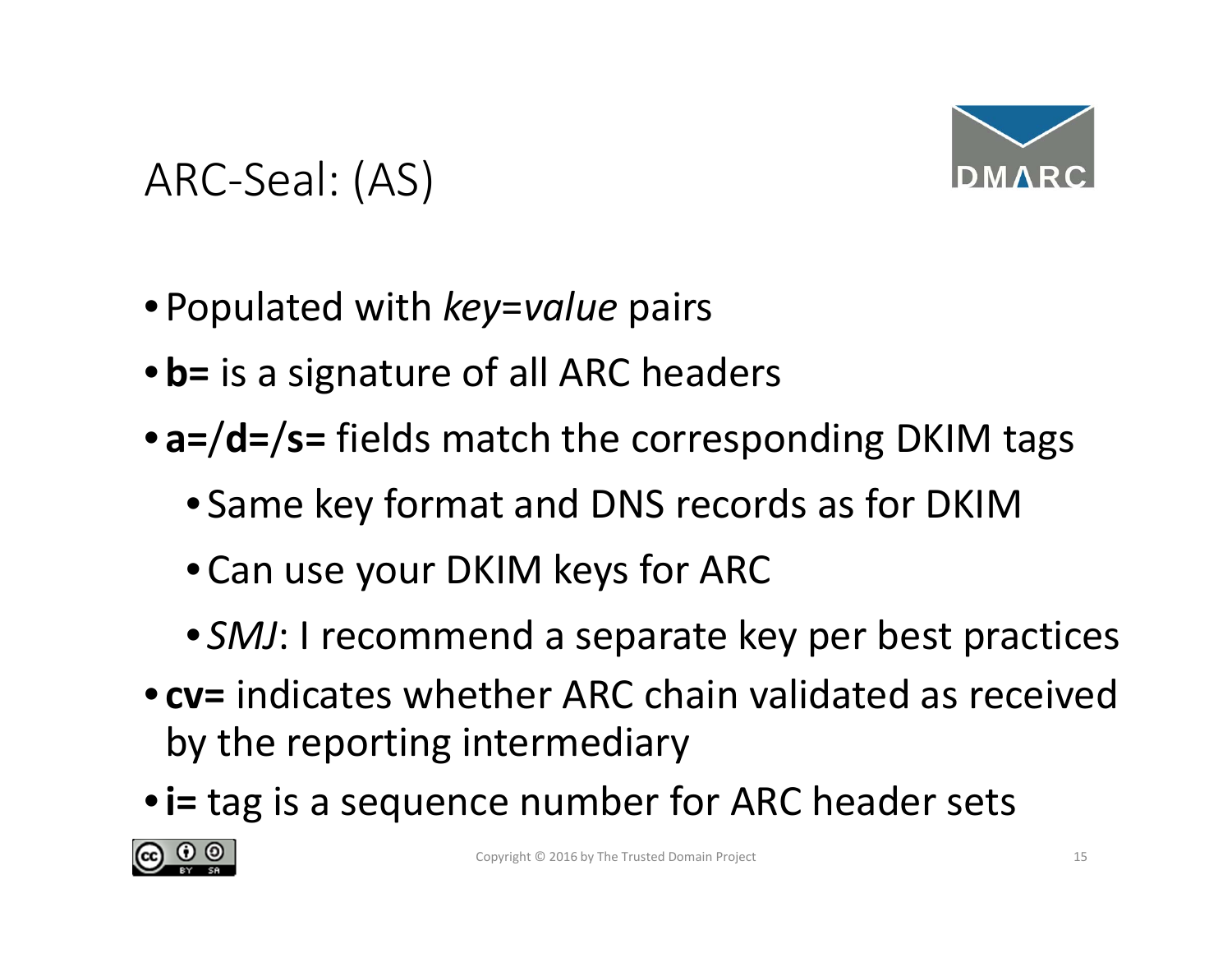# ARC-Seal: (AS)

- Populated with *key=value* pairs
- **b=** is a signature of all ARC headers
- **a=/d=/s=** fields match the corresponding DKIM tags
  - Same key format and DNS records as for DKIM
  - Can use your DKIM keys for ARC
  - *SMJ*: I recommend a separate key per best practices
- **cv=** indicates whether ARC chain validated as received by the reporting intermediary
- **i=** tag is a sequence number for ARC header sets

Copyright © 2016 by The Trusted Domain Project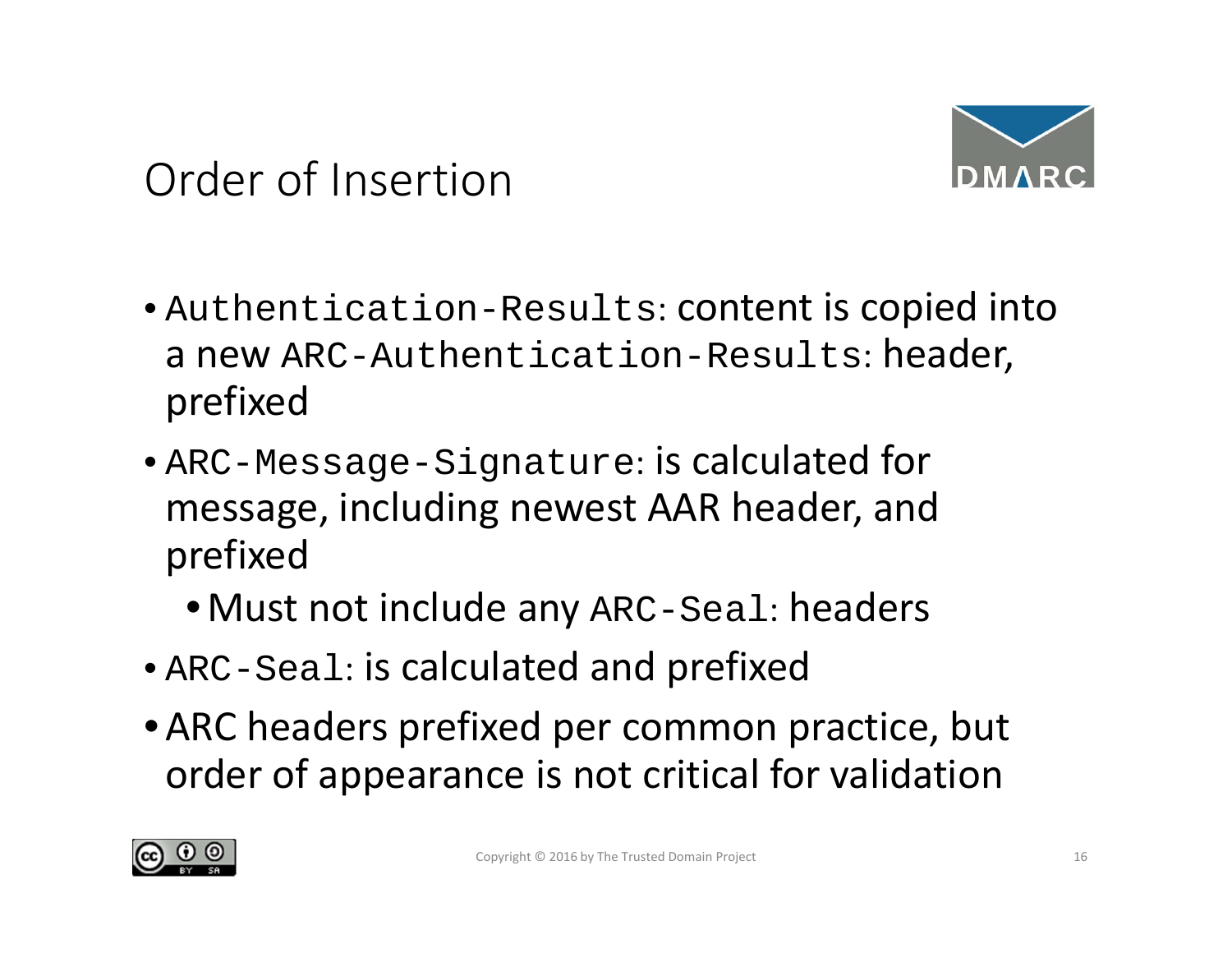# Order of Insertion

- `Authentication-Results`: content is copied into a new `ARC-Authentication-Results`: header, prefixed
- `ARC-Message-Signature`: is calculated for message, including newest AAR header, and prefixed
  - Must not include any `ARC-Seal`: headers
- `ARC-Seal`: is calculated and prefixed
- ARC headers prefixed per common practice, but order of appearance is not critical for validation

Copyright © 2016 by The Trusted Domain Project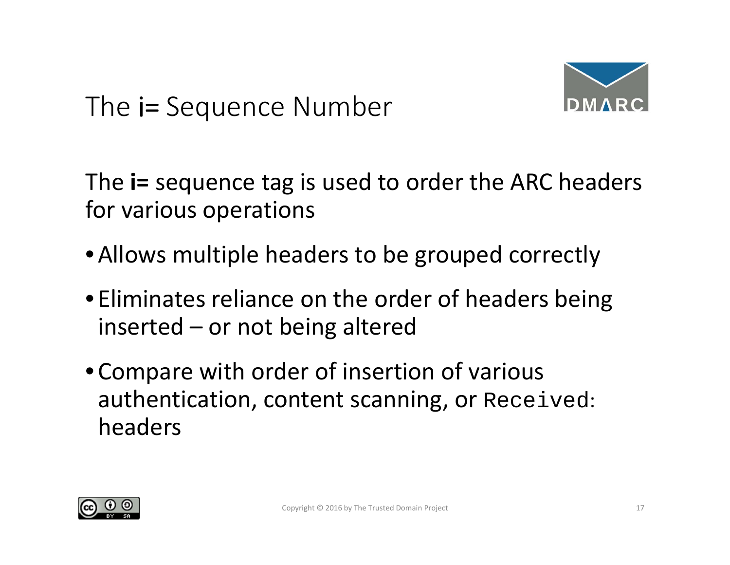# The **i=** Sequence Number

The **i=** sequence tag is used to order the ARC headers for various operations

- Allows multiple headers to be grouped correctly
- Eliminates reliance on the order of headers being inserted – or not being altered
- Compare with order of insertion of various authentication, content scanning, or `Received:` headers

Copyright © 2016 by The Trusted Domain Project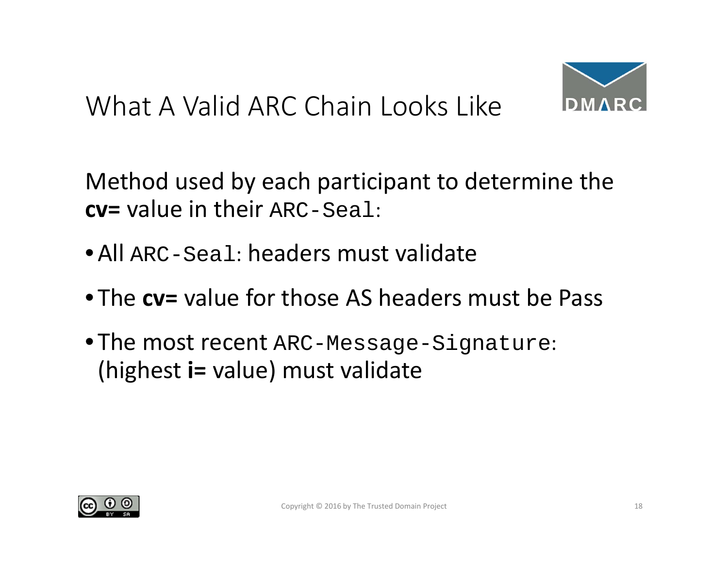# What A Valid ARC Chain Looks Like

Method used by each participant to determine the **cv=** value in their `ARC-Seal`:

- All `ARC-Seal`: headers must validate
- The **cv=** value for those AS headers must be Pass
- The most recent `ARC-Message-Signature`: (highest **i=** value) must validate

Copyright © 2016 by The Trusted Domain Project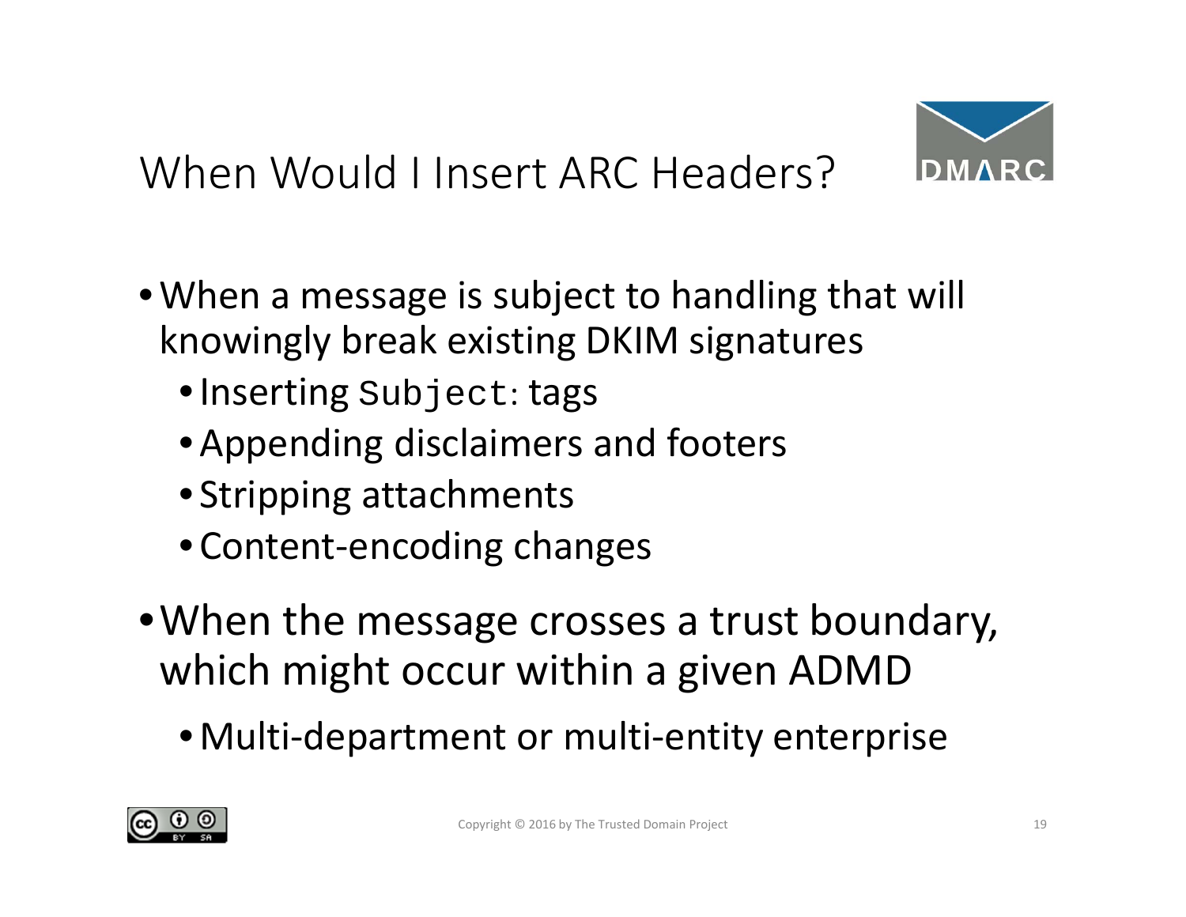# When Would I Insert ARC Headers?

- When a message is subject to handling that will knowingly break existing DKIM signatures
  - Inserting `Subject:` tags
  - Appending disclaimers and footers
  - Stripping attachments
  - Content-encoding changes
- When the message crosses a trust boundary, which might occur within a given ADMD
  - Multi-department or multi-entity enterprise

Copyright © 2016 by The Trusted Domain Project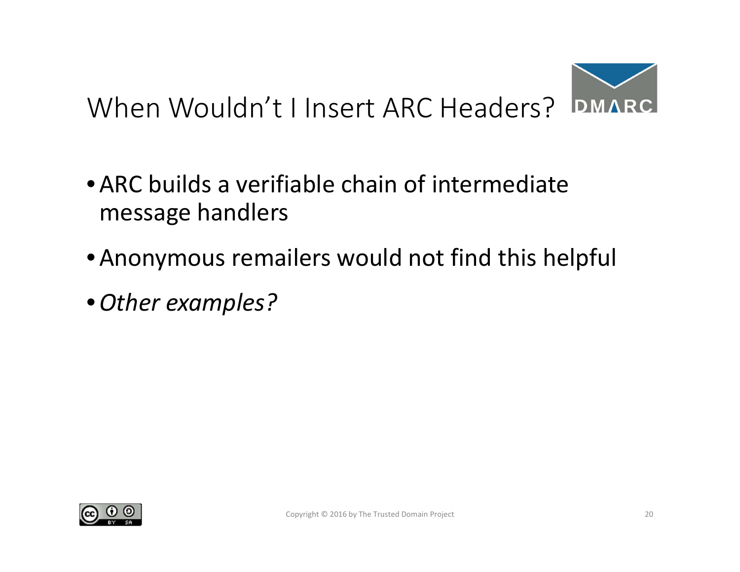# When Wouldn't I Insert ARC Headers?

- ARC builds a verifiable chain of intermediate message handlers
- Anonymous remailers would not find this helpful
- *Other examples?*

Copyright © 2016 by The Trusted Domain Project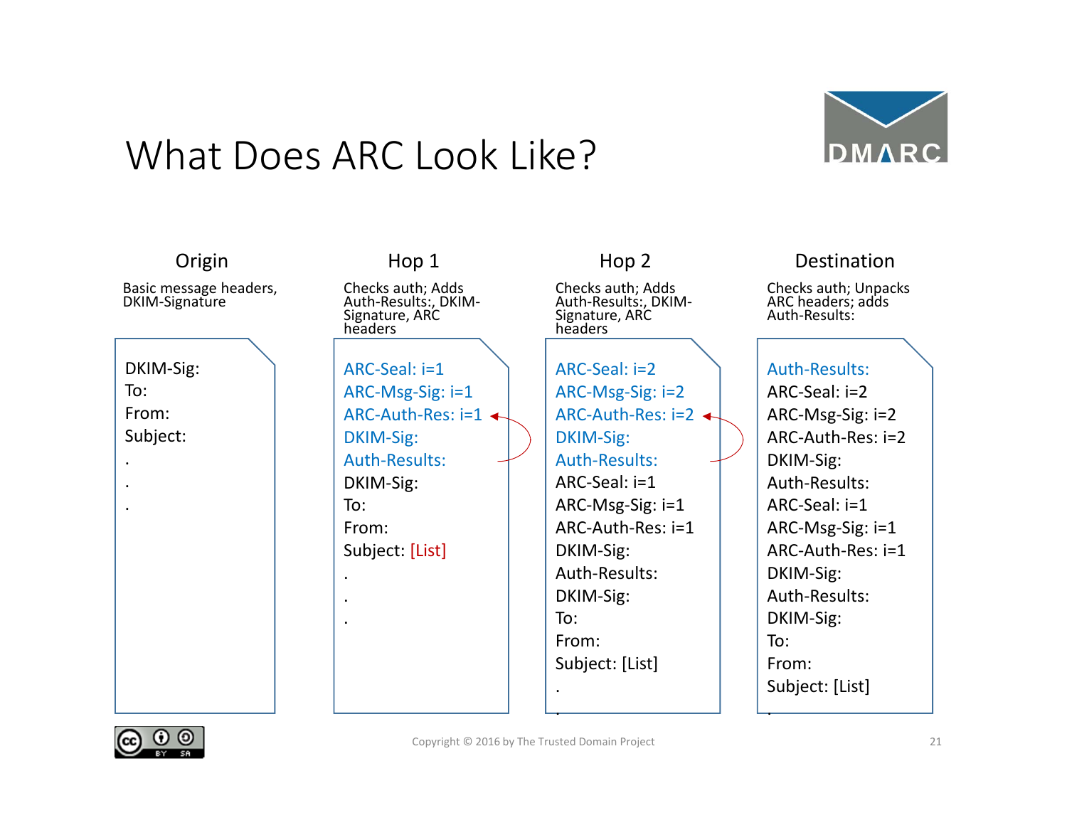# What Does ARC Look Like?

| Origin | Hop 1 | Hop 2 | Destination |
|---|---|---|---|
| Basic message headers, DKIM-Signature | Checks auth; Adds Auth-Results:, DKIM-Signature, ARC headers | Checks auth; Adds Auth-Results:, DKIM-Signature, ARC headers | Checks auth; Unpacks ARC headers; adds Auth-Results: |

**Origin**

DKIM-Sig:
To:
From:
Subject:
.
.
.

**Hop 1**

ARC-Seal: i=1
ARC-Msg-Sig: i=1
ARC-Auth-Res: i=1
DKIM-Sig:
Auth-Results:
DKIM-Sig:
To:
From:
Subject: [List]
.
.
.

**Hop 2**

ARC-Seal: i=2
ARC-Msg-Sig: i=2
ARC-Auth-Res: i=2
DKIM-Sig:
Auth-Results:
ARC-Seal: i=1
ARC-Msg-Sig: i=1
ARC-Auth-Res: i=1
DKIM-Sig:
Auth-Results:
DKIM-Sig:
To:
From:
Subject: [List]
.
.

**Destination**

Auth-Results:
ARC-Seal: i=2
ARC-Msg-Sig: i=2
ARC-Auth-Res: i=2
DKIM-Sig:
Auth-Results:
ARC-Seal: i=1
ARC-Msg-Sig: i=1
ARC-Auth-Res: i=1
DKIM-Sig:
Auth-Results:
DKIM-Sig:
To:
From:
Subject: [List]
.

Copyright © 2016 by The Trusted Domain Project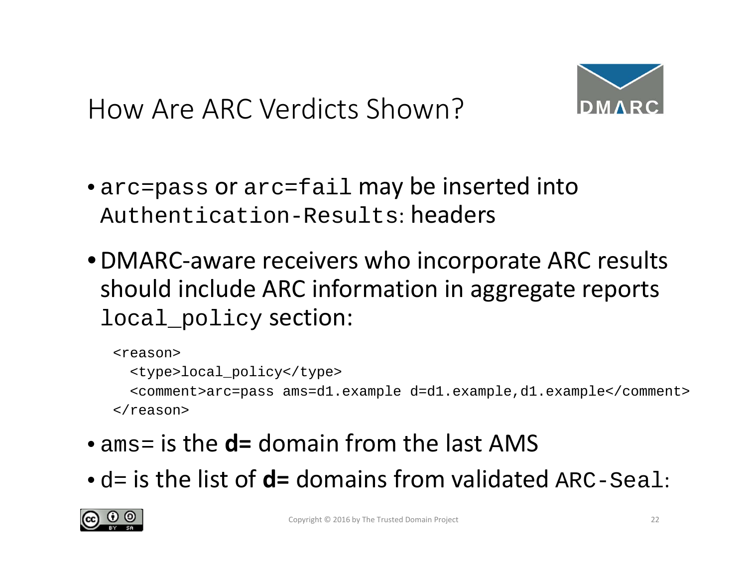# How Are ARC Verdicts Shown?

- `arc=pass` or `arc=fail` may be inserted into `Authentication-Results`: headers
- DMARC-aware receivers who incorporate ARC results should include ARC information in aggregate reports `local_policy` section:

```
<reason>
  <type>local_policy</type>
  <comment>arc=pass ams=d1.example d=d1.example,d1.example</comment>
</reason>
```

- `ams=` is the **d=** domain from the last AMS
- d= is the list of **d=** domains from validated `ARC-Seal`:

Copyright © 2016 by The Trusted Domain Project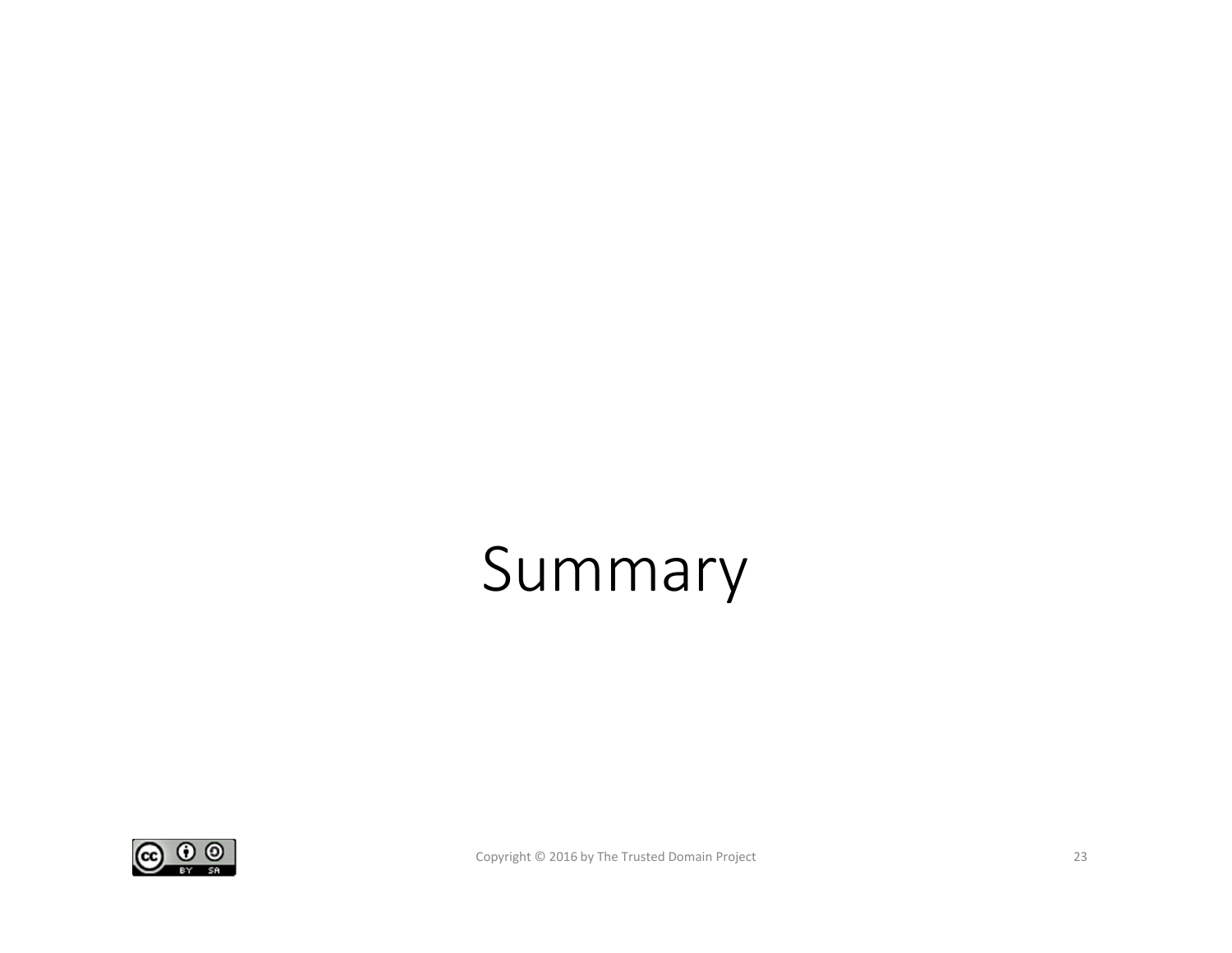# Summary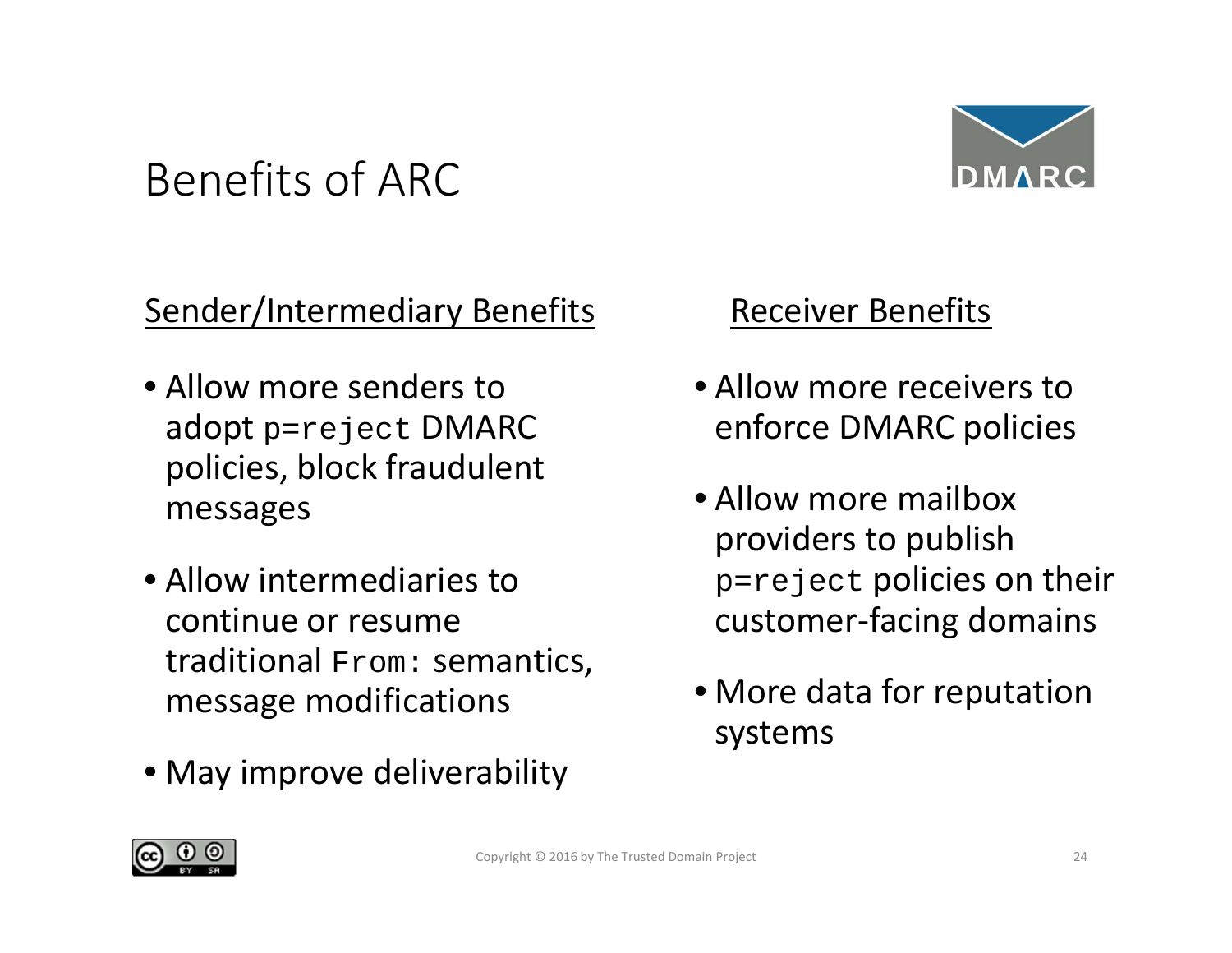# Benefits of ARC

## Sender/Intermediary Benefits

- Allow more senders to adopt `p=reject` DMARC policies, block fraudulent messages
- Allow intermediaries to continue or resume traditional `From:` semantics, message modifications
- May improve deliverability

## Receiver Benefits

- Allow more receivers to enforce DMARC policies
- Allow more mailbox providers to publish `p=reject` policies on their customer-facing domains
- More data for reputation systems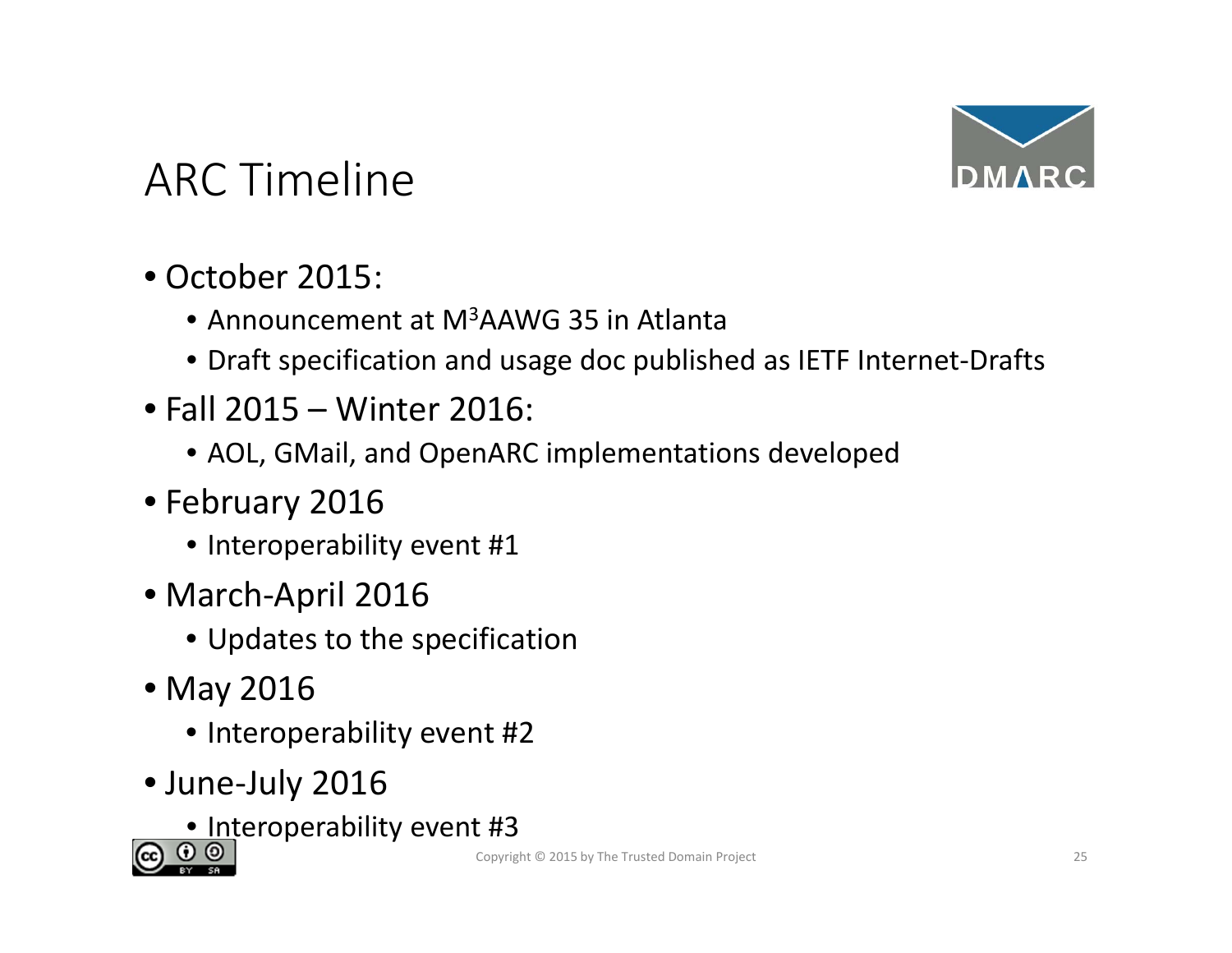# ARC Timeline

- October 2015:
  - Announcement at M$^3$AAWG 35 in Atlanta
  - Draft specification and usage doc published as IETF Internet-Drafts
- Fall 2015 – Winter 2016:
  - AOL, GMail, and OpenARC implementations developed
- February 2016
  - Interoperability event #1
- March-April 2016
  - Updates to the specification
- May 2016
  - Interoperability event #2
- June-July 2016
  - Interoperability event #3

Copyright © 2015 by The Trusted Domain Project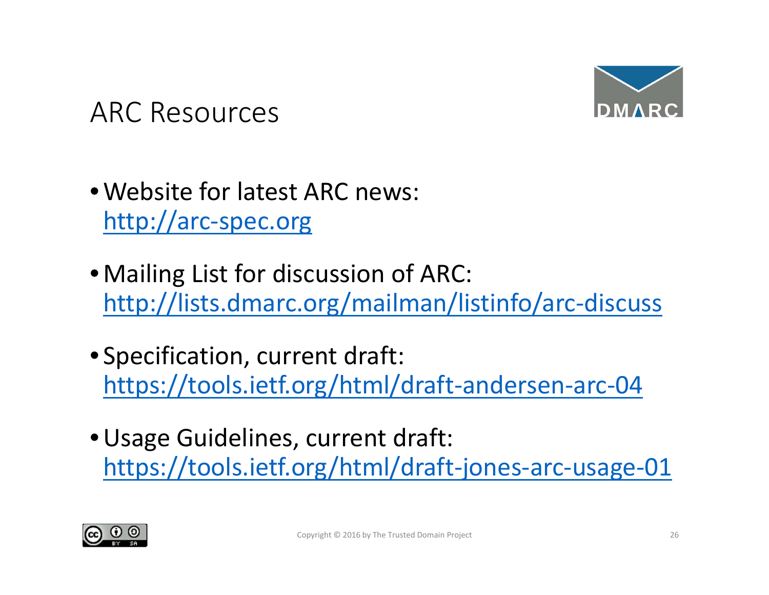# ARC Resources

- Website for latest ARC news:
  http://arc-spec.org

- Mailing List for discussion of ARC:
  http://lists.dmarc.org/mailman/listinfo/arc-discuss

- Specification, current draft:
  https://tools.ietf.org/html/draft-andersen-arc-04

- Usage Guidelines, current draft:
  https://tools.ietf.org/html/draft-jones-arc-usage-01

Copyright © 2016 by The Trusted Domain Project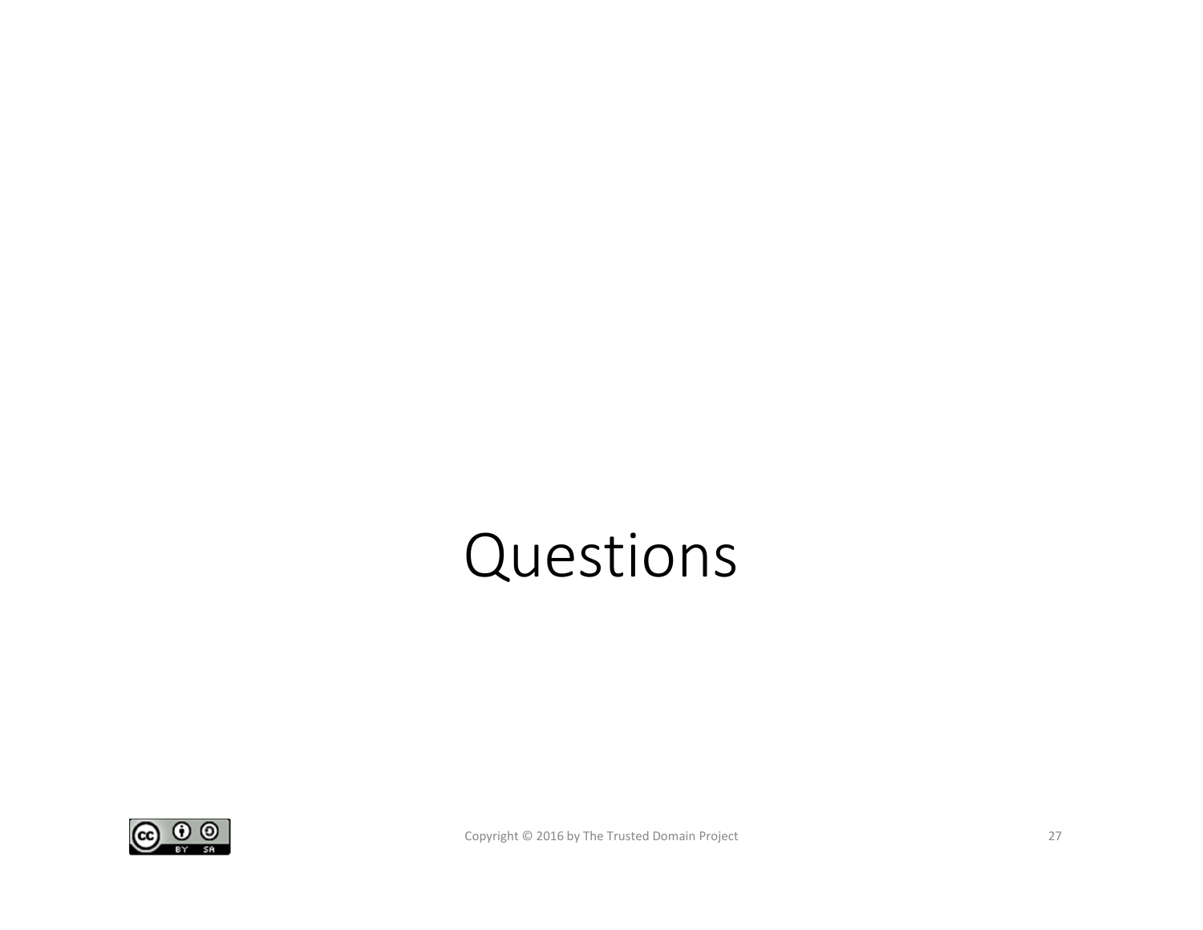# Questions